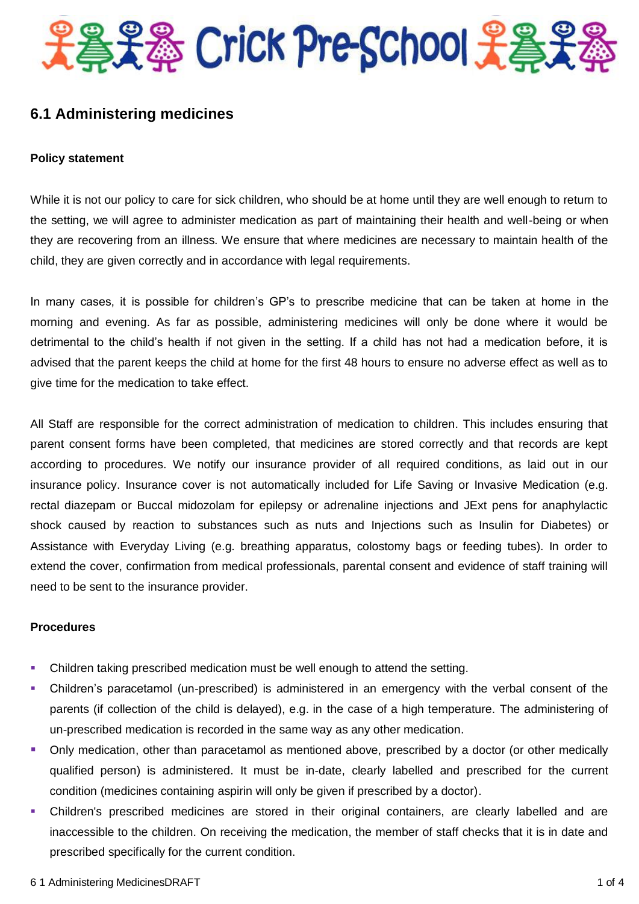# Crick Pre-School

## 6.1 Administering medicines

### Policy statement

While it is not our policy to care for sick children, who should be at home until they are well enough to return to the setting, we will agree to administer medication as part of maintaining their health and well-being or when they are recovering from an illness. We ensure that where medicines are necessary to maintain health of the child, they are given correctly and in accordance with legal requirements.

In many cases, it is possible for children's GP's to prescribe medicine that can be taken at home in the morning and evening. As far as possible, administering medicines will only be done where it would be detrimental to the child's health if not given in the setting. If a child has not had a medication before, it is advised that the parent keeps the child at home for the first 48 hours to ensure no adverse effect as well as to give time for the medication to take effect.

All Staff are responsible for the correct administration of medication to children. This includes ensuring that parent consent forms have been completed, that medicines are stored correctly and that records are kept according to procedures. We notify our insurance provider of all required conditions, as laid out in our insurance policy. Insurance cover is not automatically included for Life Saving or Invasive Medication (e.g. rectal diazepam or Buccal midozolam for epilepsy or adrenaline injections and JExt pens for anaphylactic shock caused by reaction to substances such as nuts and Injections such as Insulin for Diabetes) or Assistance with Everyday Living (e.g. breathing apparatus, colostomy bags or feeding tubes). In order to extend the cover, confirmation from medical professionals, parental consent and evidence of staff training will need to be sent to the insurance provider.

### Procedures

- Children taking prescribed medication must be well enough to attend the setting.
- Children's paracetamol (un-prescribed) is administered in an emergency with the verbal consent of the parents (if collection of the child is delayed), e.g. in the case of a high temperature. The administering of un-prescribed medication is recorded in the same way as any other medication.
- Only medication, other than paracetamol as mentioned above, prescribed by a doctor (or other medically qualified person) is administered. It must be in-date, clearly labelled and prescribed for the current condition (medicines containing aspirin will only be given if prescribed by a doctor).
- Children's prescribed medicines are stored in their original containers, are clearly labelled and are inaccessible to the children. On receiving the medication, the member of staff checks that it is in date and prescribed specifically for the current condition.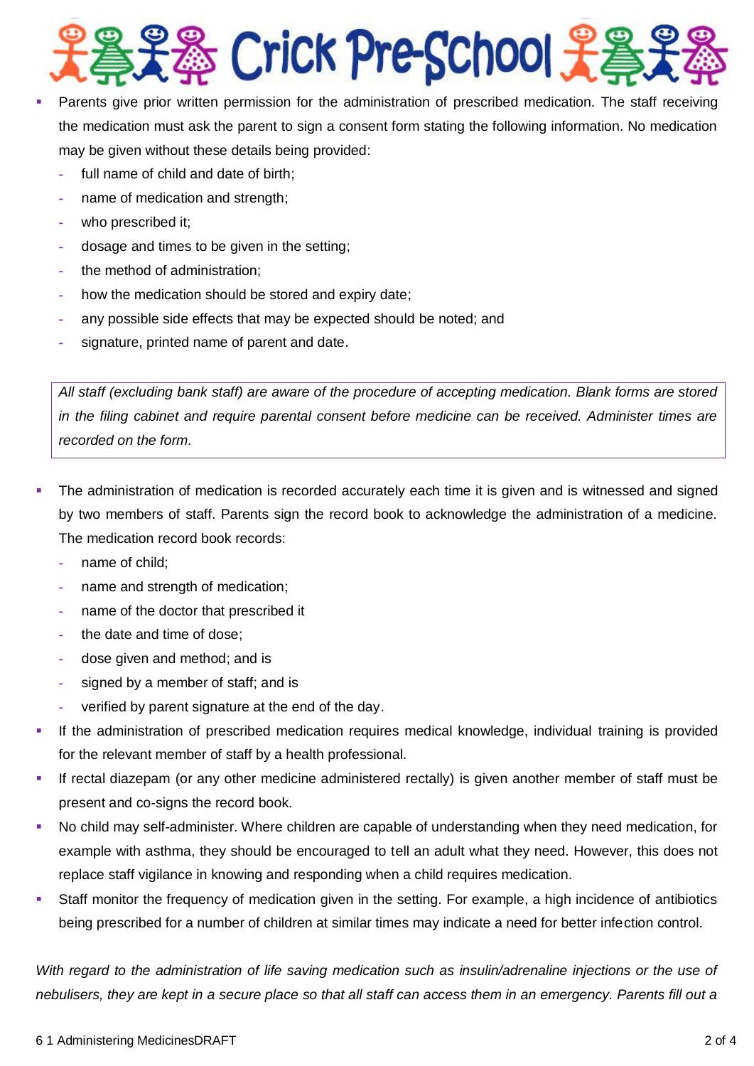- Parents give prior written permission for the administration of prescribed medication. The staff receiving the medication must ask the parent to sign a consent form stating the following information. No medication may be given without these details being provided:
  - full name of child and date of birth;
  - name of medication and strength;
  - who prescribed it;
  - dosage and times to be given in the setting;
  - the method of administration;
  - how the medication should be stored and expiry date;
  - any possible side effects that may be expected should be noted; and
  - signature, printed name of parent and date.

*All staff (excluding bank staff) are aware of the procedure of accepting medication. Blank forms are stored in the filing cabinet and require parental consent before medicine can be received. Administer times are recorded on the form.*

- The administration of medication is recorded accurately each time it is given and is witnessed and signed by two members of staff. Parents sign the record book to acknowledge the administration of a medicine. The medication record book records:
  - name of child;
  - name and strength of medication;
  - name of the doctor that prescribed it
  - the date and time of dose;
  - dose given and method; and is
  - signed by a member of staff; and is
  - verified by parent signature at the end of the day.
- If the administration of prescribed medication requires medical knowledge, individual training is provided for the relevant member of staff by a health professional.
- If rectal diazepam (or any other medicine administered rectally) is given another member of staff must be present and co-signs the record book.
- No child may self-administer. Where children are capable of understanding when they need medication, for example with asthma, they should be encouraged to tell an adult what they need. However, this does not replace staff vigilance in knowing and responding when a child requires medication.
- Staff monitor the frequency of medication given in the setting. For example, a high incidence of antibiotics being prescribed for a number of children at similar times may indicate a need for better infection control.

*With regard to the administration of life saving medication such as insulin/adrenaline injections or the use of nebulisers, they are kept in a secure place so that all staff can access them in an emergency. Parents fill out a*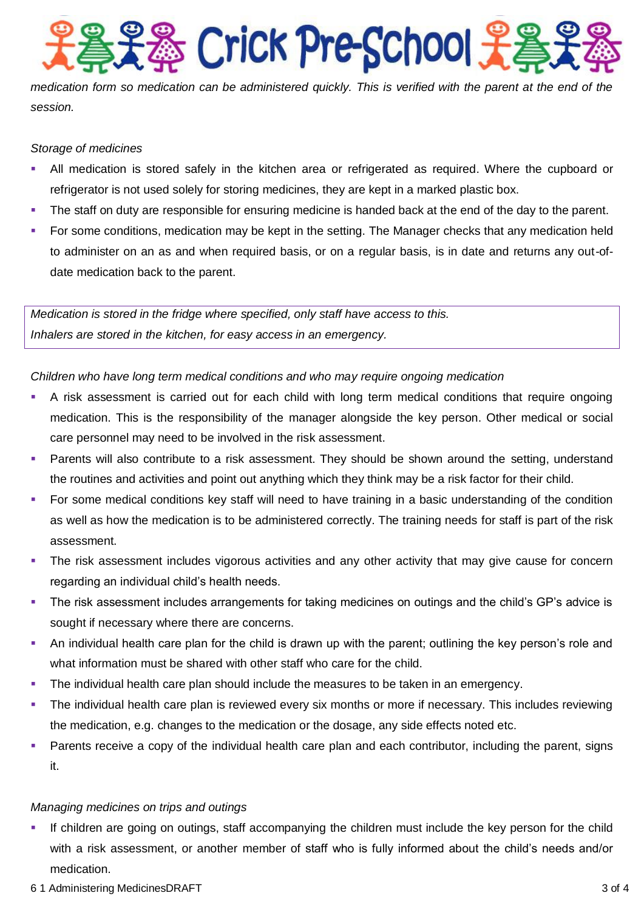*medication form so medication can be administered quickly. This is verified with the parent at the end of the session.*

*Storage of medicines*

- All medication is stored safely in the kitchen area or refrigerated as required. Where the cupboard or refrigerator is not used solely for storing medicines, they are kept in a marked plastic box.
- The staff on duty are responsible for ensuring medicine is handed back at the end of the day to the parent.
- For some conditions, medication may be kept in the setting. The Manager checks that any medication held to administer on an as and when required basis, or on a regular basis, is in date and returns any out-of-date medication back to the parent.

*Medication is stored in the fridge where specified, only staff have access to this.*
*Inhalers are stored in the kitchen, for easy access in an emergency.*

*Children who have long term medical conditions and who may require ongoing medication*

- A risk assessment is carried out for each child with long term medical conditions that require ongoing medication. This is the responsibility of the manager alongside the key person. Other medical or social care personnel may need to be involved in the risk assessment.
- Parents will also contribute to a risk assessment. They should be shown around the setting, understand the routines and activities and point out anything which they think may be a risk factor for their child.
- For some medical conditions key staff will need to have training in a basic understanding of the condition as well as how the medication is to be administered correctly. The training needs for staff is part of the risk assessment.
- The risk assessment includes vigorous activities and any other activity that may give cause for concern regarding an individual child's health needs.
- The risk assessment includes arrangements for taking medicines on outings and the child's GP's advice is sought if necessary where there are concerns.
- An individual health care plan for the child is drawn up with the parent; outlining the key person's role and what information must be shared with other staff who care for the child.
- The individual health care plan should include the measures to be taken in an emergency.
- The individual health care plan is reviewed every six months or more if necessary. This includes reviewing the medication, e.g. changes to the medication or the dosage, any side effects noted etc.
- Parents receive a copy of the individual health care plan and each contributor, including the parent, signs it.

*Managing medicines on trips and outings*

- If children are going on outings, staff accompanying the children must include the key person for the child with a risk assessment, or another member of staff who is fully informed about the child's needs and/or medication.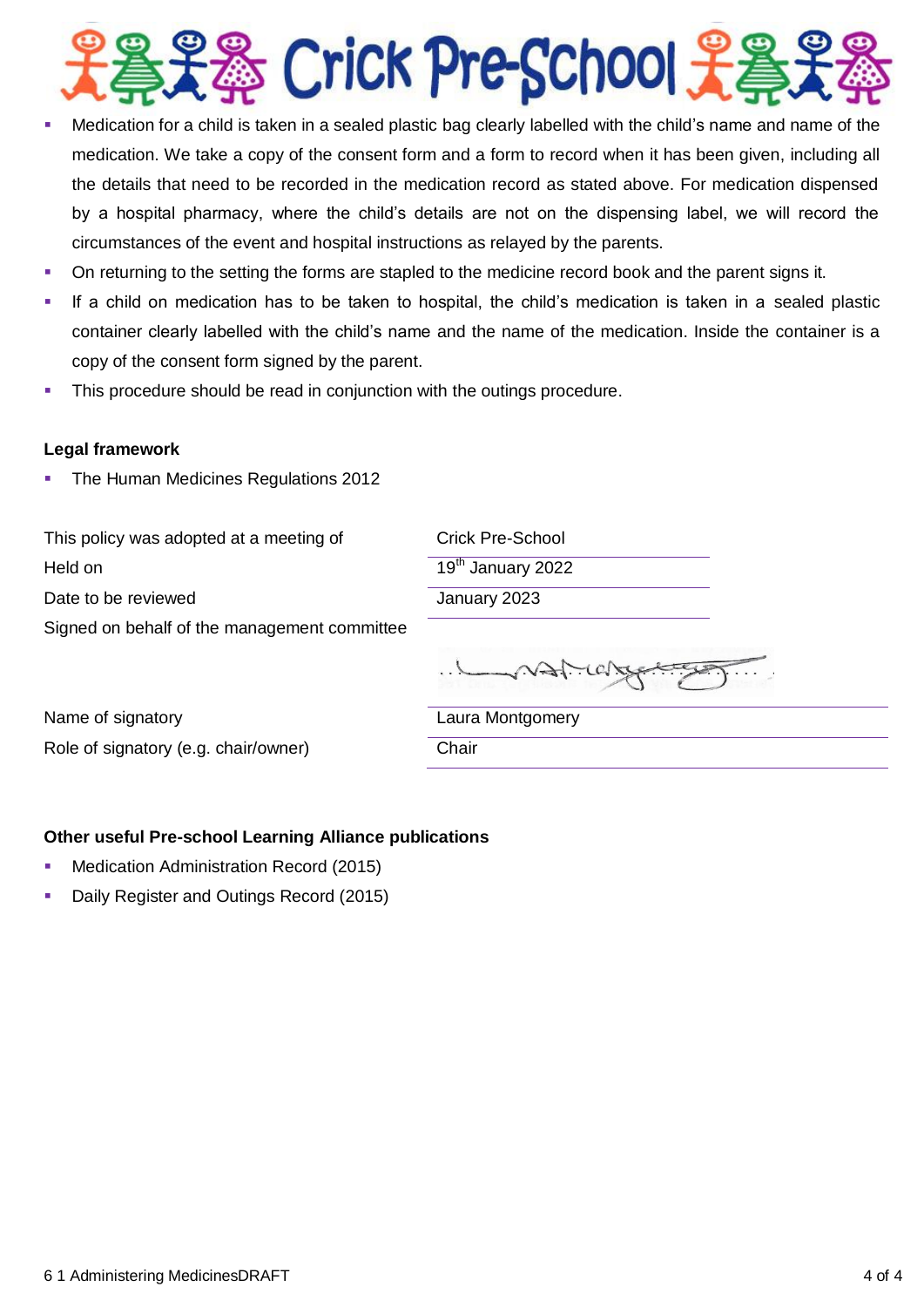- Medication for a child is taken in a sealed plastic bag clearly labelled with the child's name and name of the medication. We take a copy of the consent form and a form to record when it has been given, including all the details that need to be recorded in the medication record as stated above. For medication dispensed by a hospital pharmacy, where the child's details are not on the dispensing label, we will record the circumstances of the event and hospital instructions as relayed by the parents.
- On returning to the setting the forms are stapled to the medicine record book and the parent signs it.
- If a child on medication has to be taken to hospital, the child's medication is taken in a sealed plastic container clearly labelled with the child's name and the name of the medication. Inside the container is a copy of the consent form signed by the parent.
- This procedure should be read in conjunction with the outings procedure.

**Legal framework**

- The Human Medicines Regulations 2012

| | |
|---|---|
| This policy was adopted at a meeting of | Crick Pre-School |
| Held on | 19th January 2022 |
| Date to be reviewed | January 2023 |
| Signed on behalf of the management committee | |
| Name of signatory | Laura Montgomery |
| Role of signatory (e.g. chair/owner) | Chair |

**Other useful Pre-school Learning Alliance publications**

- Medication Administration Record (2015)
- Daily Register and Outings Record (2015)